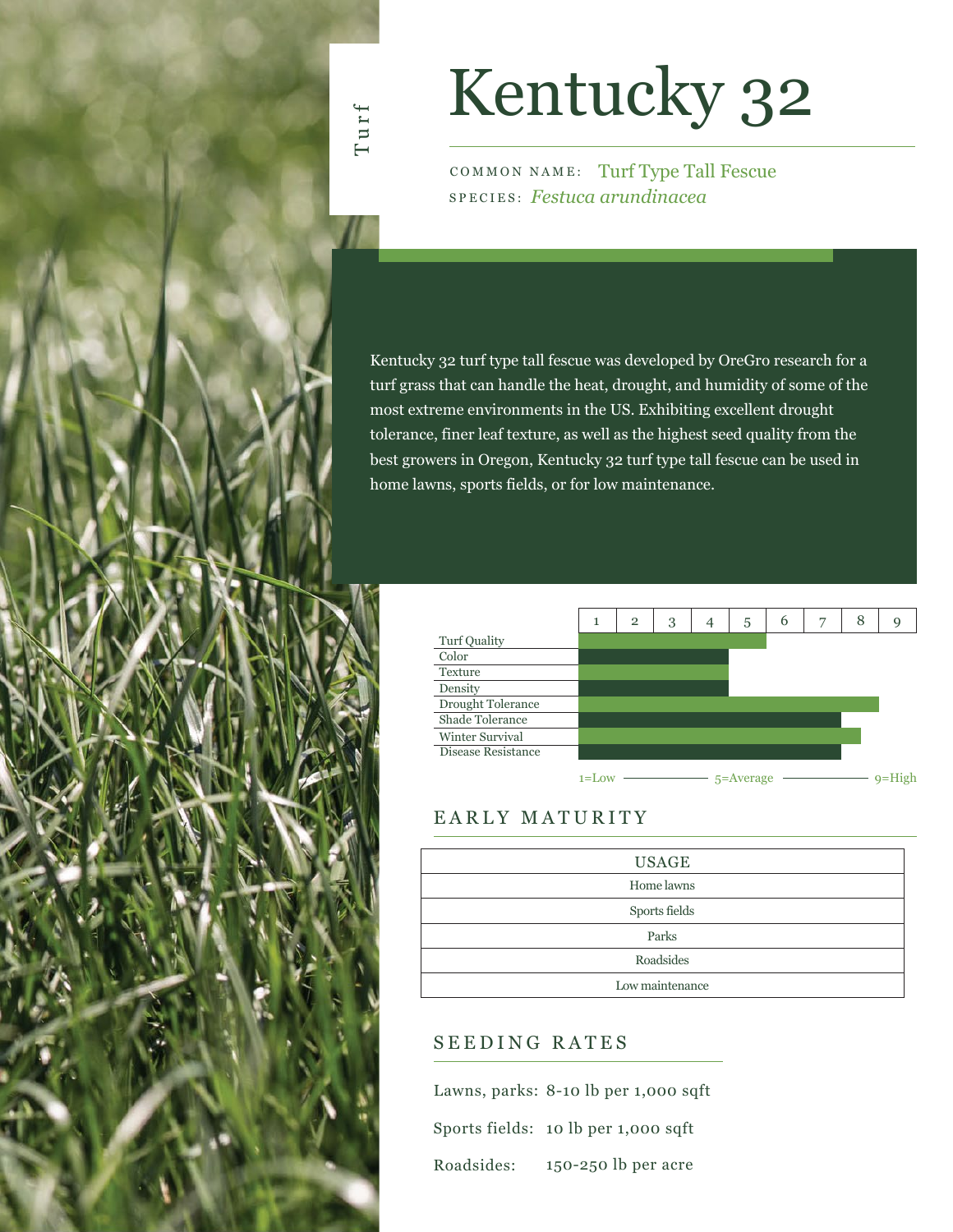# Kentucky 32

COMMON NAME: Turf Type Tall Fescue
SPECIES: *Festuca arundinacea*

Kentucky 32 turf type tall fescue was developed by OreGro research for a turf grass that can handle the heat, drought, and humidity of some of the most extreme environments in the US. Exhibiting excellent drought tolerance, finer leaf texture, as well as the highest seed quality from the best growers in Oregon, Kentucky 32 turf type tall fescue can be used in home lawns, sports fields, or for low maintenance.

| Trait | Rating (1–9) |
|---|---|
| Turf Quality | 5 |
| Color | 4 |
| Texture | 4 |
| Density | 4 |
| Drought Tolerance | 8 |
| Shade Tolerance | 7 |
| Winter Survival | 7.5 |
| Disease Resistance | 7 |

1=Low — 5=Average — 9=High

## EARLY MATURITY

| USAGE |
|---|
| Home lawns |
| Sports fields |
| Parks |
| Roadsides |
| Low maintenance |

## SEEDING RATES

Lawns, parks: 8-10 lb per 1,000 sqft

Sports fields: 10 lb per 1,000 sqft

Roadsides: 150-250 lb per acre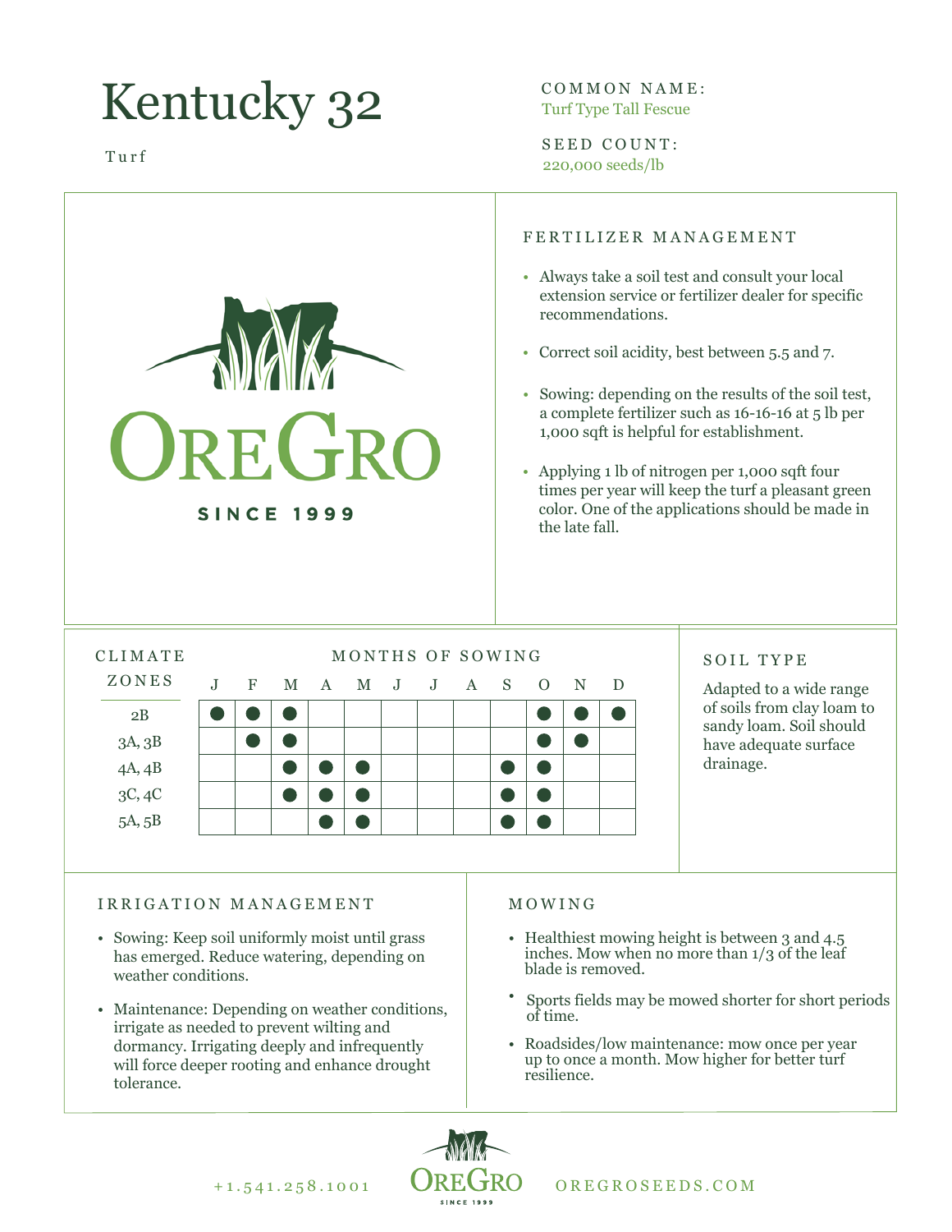# Kentucky 32

Turf

COMMON NAME:
Turf Type Tall Fescue

SEED COUNT:
220,000 seeds/lb

OREGRO
SINCE 1999

## FERTILIZER MANAGEMENT

- Always take a soil test and consult your local extension service or fertilizer dealer for specific recommendations.
- Correct soil acidity, best between 5.5 and 7.
- Sowing: depending on the results of the soil test, a complete fertilizer such as 16-16-16 at 5 lb per 1,000 sqft is helpful for establishment.
- Applying 1 lb of nitrogen per 1,000 sqft four times per year will keep the turf a pleasant green color. One of the applications should be made in the late fall.

## MONTHS OF SOWING

| CLIMATE ZONES | J | F | M | A | M | J | J | A | S | O | N | D |
|---|---|---|---|---|---|---|---|---|---|---|---|---|
| 2B | ● | ● | ● | | | | | | | ● | ● | ● |
| 3A, 3B | | ● | ● | | | | | | | ● | ● | |
| 4A, 4B | | | ● | ● | ● | | | | ● | ● | | |
| 3C, 4C | | | ● | ● | ● | | | | ● | ● | | |
| 5A, 5B | | | | ● | ● | | | | ● | ● | | |

## SOIL TYPE

Adapted to a wide range of soils from clay loam to sandy loam. Soil should have adequate surface drainage.

## IRRIGATION MANAGEMENT

- Sowing: Keep soil uniformly moist until grass has emerged. Reduce watering, depending on weather conditions.
- Maintenance: Depending on weather conditions, irrigate as needed to prevent wilting and dormancy. Irrigating deeply and infrequently will force deeper rooting and enhance drought tolerance.

## MOWING

- Healthiest mowing height is between 3 and 4.5 inches. Mow when no more than 1/3 of the leaf blade is removed.
- Sports fields may be mowed shorter for short periods of time.
- Roadsides/low maintenance: mow once per year up to once a month. Mow higher for better turf resilience.

+1.541.258.1001 OREGRO SINCE 1999 OREGROSEEDS.COM